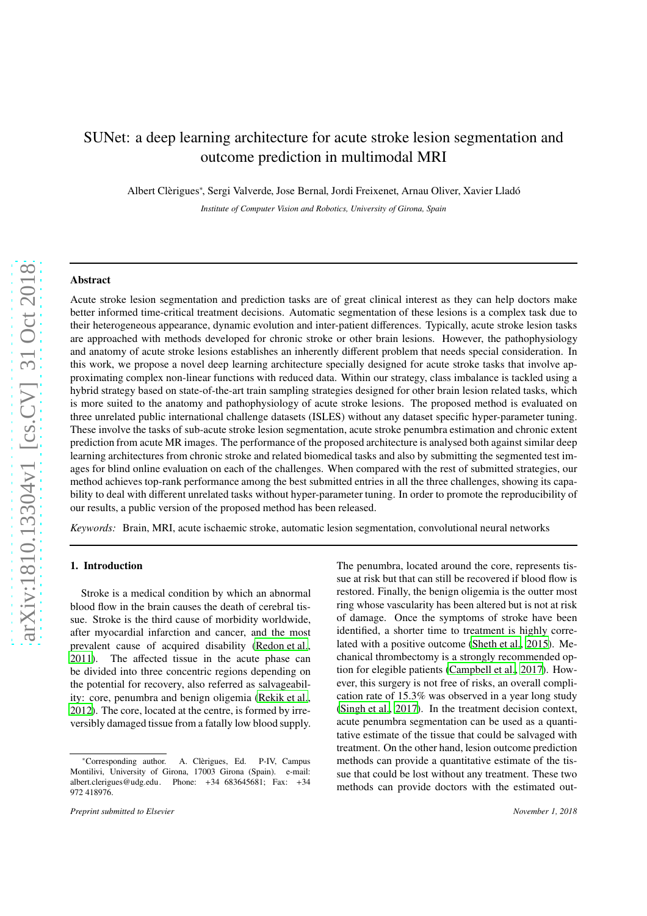# SUNet: a deep learning architecture for acute stroke lesion segmentation and outcome prediction in multimodal MRI

Albert Clèrigues*, Sergi Valverde, Jose Bernal, Jordi Freixenet, Arnau Oliver, Xavier Lladó

*Institute of Computer Vision and Robotics, University of Girona, Spain*

---

## Abstract

Acute stroke lesion segmentation and prediction tasks are of great clinical interest as they can help doctors make better informed time-critical treatment decisions. Automatic segmentation of these lesions is a complex task due to their heterogeneous appearance, dynamic evolution and inter-patient differences. Typically, acute stroke lesion tasks are approached with methods developed for chronic stroke or other brain lesions. However, the pathophysiology and anatomy of acute stroke lesions establishes an inherently different problem that needs special consideration. In this work, we propose a novel deep learning architecture specially designed for acute stroke tasks that involve approximating complex non-linear functions with reduced data. Within our strategy, class imbalance is tackled using a hybrid strategy based on state-of-the-art train sampling strategies designed for other brain lesion related tasks, which is more suited to the anatomy and pathophysiology of acute stroke lesions. The proposed method is evaluated on three unrelated public international challenge datasets (ISLES) without any dataset specific hyper-parameter tuning. These involve the tasks of sub-acute stroke lesion segmentation, acute stroke penumbra estimation and chronic extent prediction from acute MR images. The performance of the proposed architecture is analysed both against similar deep learning architectures from chronic stroke and related biomedical tasks and also by submitting the segmented test images for blind online evaluation on each of the challenges. When compared with the rest of submitted strategies, our method achieves top-rank performance among the best submitted entries in all the three challenges, showing its capability to deal with different unrelated tasks without hyper-parameter tuning. In order to promote the reproducibility of our results, a public version of the proposed method has been released.

*Keywords:* Brain, MRI, acute ischaemic stroke, automatic lesion segmentation, convolutional neural networks

---

## 1. Introduction

Stroke is a medical condition by which an abnormal blood flow in the brain causes the death of cerebral tissue. Stroke is the third cause of morbidity worldwide, after myocardial infarction and cancer, and the most prevalent cause of acquired disability (Redon et al., 2011). The affected tissue in the acute phase can be divided into three concentric regions depending on the potential for recovery, also referred as salvageability: core, penumbra and benign oligemia (Rekik et al., 2012). The core, located at the centre, is formed by irreversibly damaged tissue from a fatally low blood supply. The penumbra, located around the core, represents tissue at risk but that can still be recovered if blood flow is restored. Finally, the benign oligemia is the outter most ring whose vascularity has been altered but is not at risk of damage. Once the symptoms of stroke have been identified, a shorter time to treatment is highly correlated with a positive outcome (Sheth et al., 2015). Mechanical thrombectomy is a strongly recommended option for elegible patients (Campbell et al., 2017). However, this surgery is not free of risks, an overall complication rate of 15.3% was observed in a year long study (Singh et al., 2017). In the treatment decision context, acute penumbra segmentation can be used as a quantitative estimate of the tissue that could be salvaged with treatment. On the other hand, lesion outcome prediction methods can provide a quantitative estimate of the tissue that could be lost without any treatment. These two methods can provide doctors with the estimated out-

---

*Corresponding author. A. Clèrigues, Ed. P-IV, Campus Montilivi, University of Girona, 17003 Girona (Spain). e-mail: albert.clerigues@udg.edu. Phone: +34 683645681; Fax: +34 972 418976.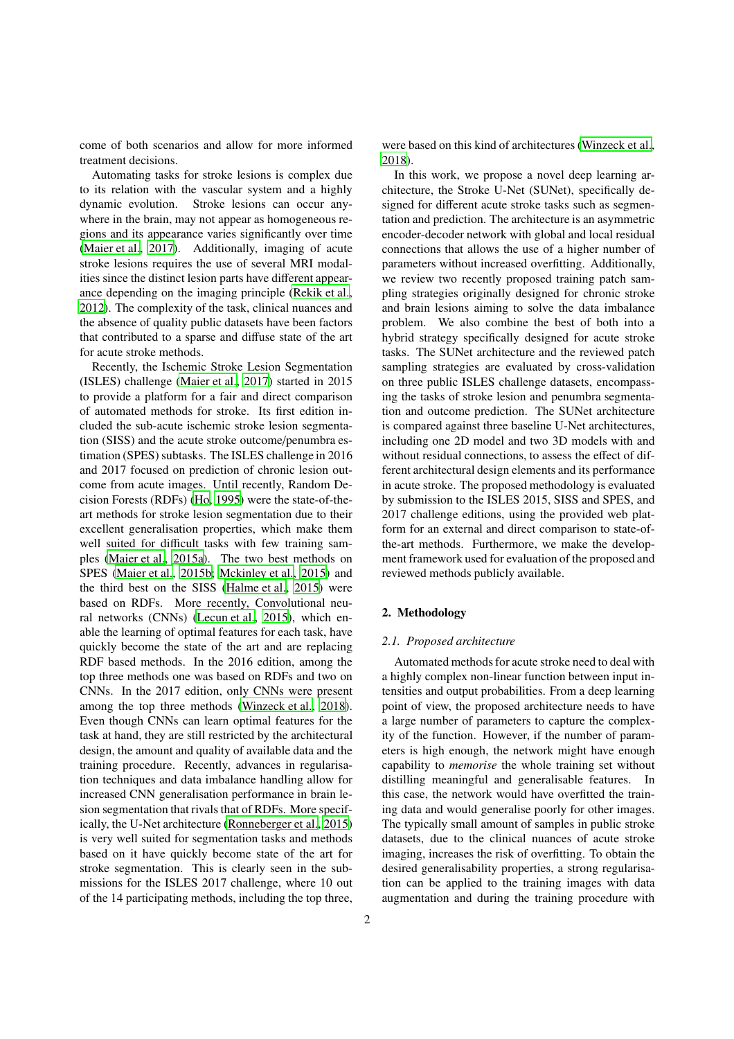come of both scenarios and allow for more informed treatment decisions.

Automating tasks for stroke lesions is complex due to its relation with the vascular system and a highly dynamic evolution. Stroke lesions can occur anywhere in the brain, may not appear as homogeneous regions and its appearance varies significantly over time (Maier et al., 2017). Additionally, imaging of acute stroke lesions requires the use of several MRI modalities since the distinct lesion parts have different appearance depending on the imaging principle (Rekik et al., 2012). The complexity of the task, clinical nuances and the absence of quality public datasets have been factors that contributed to a sparse and diffuse state of the art for acute stroke methods.

Recently, the Ischemic Stroke Lesion Segmentation (ISLES) challenge (Maier et al., 2017) started in 2015 to provide a platform for a fair and direct comparison of automated methods for stroke. Its first edition included the sub-acute ischemic stroke lesion segmentation (SISS) and the acute stroke outcome/penumbra estimation (SPES) subtasks. The ISLES challenge in 2016 and 2017 focused on prediction of chronic lesion outcome from acute images. Until recently, Random Decision Forests (RDFs) (Ho, 1995) were the state-of-the-art methods for stroke lesion segmentation due to their excellent generalisation properties, which make them well suited for difficult tasks with few training samples (Maier et al., 2015a). The two best methods on SPES (Maier et al., 2015b; Mckinley et al., 2015) and the third best on the SISS (Halme et al., 2015) were based on RDFs. More recently, Convolutional neural networks (CNNs) (Lecun et al., 2015), which enable the learning of optimal features for each task, have quickly become the state of the art and are replacing RDF based methods. In the 2016 edition, among the top three methods one was based on RDFs and two on CNNs. In the 2017 edition, only CNNs were present among the top three methods (Winzeck et al., 2018). Even though CNNs can learn optimal features for the task at hand, they are still restricted by the architectural design, the amount and quality of available data and the training procedure. Recently, advances in regularisation techniques and data imbalance handling allow for increased CNN generalisation performance in brain lesion segmentation that rivals that of RDFs. More specifically, the U-Net architecture (Ronneberger et al., 2015) is very well suited for segmentation tasks and methods based on it have quickly become state of the art for stroke segmentation. This is clearly seen in the submissions for the ISLES 2017 challenge, where 10 out of the 14 participating methods, including the top three, were based on this kind of architectures (Winzeck et al., 2018).

In this work, we propose a novel deep learning architecture, the Stroke U-Net (SUNet), specifically designed for different acute stroke tasks such as segmentation and prediction. The architecture is an asymmetric encoder-decoder network with global and local residual connections that allows the use of a higher number of parameters without increased overfitting. Additionally, we review two recently proposed training patch sampling strategies originally designed for chronic stroke and brain lesions aiming to solve the data imbalance problem. We also combine the best of both into a hybrid strategy specifically designed for acute stroke tasks. The SUNet architecture and the reviewed patch sampling strategies are evaluated by cross-validation on three public ISLES challenge datasets, encompassing the tasks of stroke lesion and penumbra segmentation and outcome prediction. The SUNet architecture is compared against three baseline U-Net architectures, including one 2D model and two 3D models with and without residual connections, to assess the effect of different architectural design elements and its performance in acute stroke. The proposed methodology is evaluated by submission to the ISLES 2015, SISS and SPES, and 2017 challenge editions, using the provided web platform for an external and direct comparison to state-of-the-art methods. Furthermore, we make the development framework used for evaluation of the proposed and reviewed methods publicly available.

## 2. Methodology

### 2.1. Proposed architecture

Automated methods for acute stroke need to deal with a highly complex non-linear function between input intensities and output probabilities. From a deep learning point of view, the proposed architecture needs to have a large number of parameters to capture the complexity of the function. However, if the number of parameters is high enough, the network might have enough capability to *memorise* the whole training set without distilling meaningful and generalisable features. In this case, the network would have overfitted the training data and would generalise poorly for other images. The typically small amount of samples in public stroke datasets, due to the clinical nuances of acute stroke imaging, increases the risk of overfitting. To obtain the desired generalisability properties, a strong regularisation can be applied to the training images with data augmentation and during the training procedure with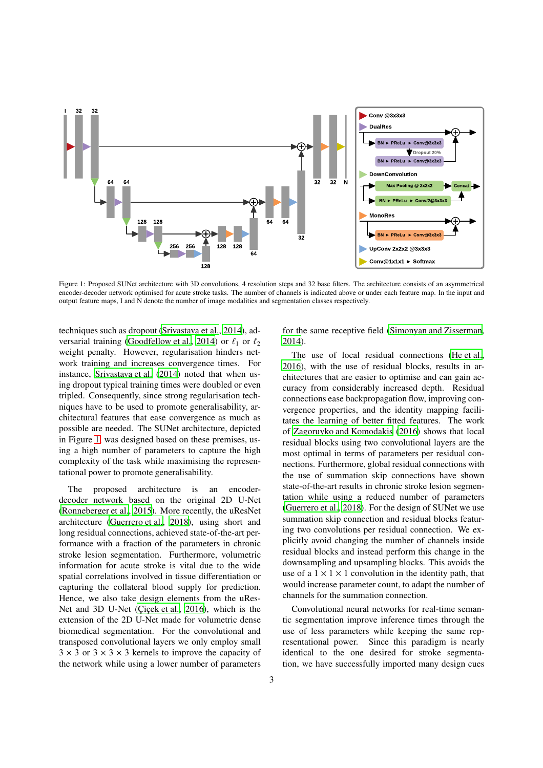Figure 1: Proposed SUNet architecture with 3D convolutions, 4 resolution steps and 32 base filters. The architecture consists of an asymmetrical encoder-decoder network optimised for acute stroke tasks. The number of channels is indicated above or under each feature map. In the input and output feature maps, I and N denote the number of image modalities and segmentation classes respectively.

techniques such as dropout (Srivastava et al., 2014), adversarial training (Goodfellow et al., 2014) or $\ell_1$ or $\ell_2$ weight penalty. However, regularisation hinders network training and increases convergence times. For instance, Srivastava et al. (2014) noted that when using dropout typical training times were doubled or even tripled. Consequently, since strong regularisation techniques have to be used to promote generalisability, architectural features that ease convergence as much as possible are needed. The SUNet architecture, depicted in Figure 1, was designed based on these premises, using a high number of parameters to capture the high complexity of the task while maximising the representational power to promote generalisability.

The proposed architecture is an encoder-decoder network based on the original 2D U-Net (Ronneberger et al., 2015). More recently, the uResNet architecture (Guerrero et al., 2018), using short and long residual connections, achieved state-of-the-art performance with a fraction of the parameters in chronic stroke lesion segmentation. Furthermore, volumetric information for acute stroke is vital due to the wide spatial correlations involved in tissue differentiation or capturing the collateral blood supply for prediction. Hence, we also take design elements from the uResNet and 3D U-Net (Çiçek et al., 2016), which is the extension of the 2D U-Net made for volumetric dense biomedical segmentation. For the convolutional and transposed convolutional layers we only employ small $3 \times 3$ or $3 \times 3 \times 3$ kernels to improve the capacity of the network while using a lower number of parameters for the same receptive field (Simonyan and Zisserman, 2014).

The use of local residual connections (He et al., 2016), with the use of residual blocks, results in architectures that are easier to optimise and can gain accuracy from considerably increased depth. Residual connections ease backpropagation flow, improving convergence properties, and the identity mapping facilitates the learning of better fitted features. The work of Zagoruyko and Komodakis (2016) shows that local residual blocks using two convolutional layers are the most optimal in terms of parameters per residual connections. Furthermore, global residual connections with the use of summation skip connections have shown state-of-the-art results in chronic stroke lesion segmentation while using a reduced number of parameters (Guerrero et al., 2018). For the design of SUNet we use summation skip connection and residual blocks featuring two convolutions per residual connection. We explicitly avoid changing the number of channels inside residual blocks and instead perform this change in the downsampling and upsampling blocks. This avoids the use of a $1 \times 1 \times 1$ convolution in the identity path, that would increase parameter count, to adapt the number of channels for the summation connection.

Convolutional neural networks for real-time semantic segmentation improve inference times through the use of less parameters while keeping the same representational power. Since this paradigm is nearly identical to the one desired for stroke segmentation, we have successfully imported many design cues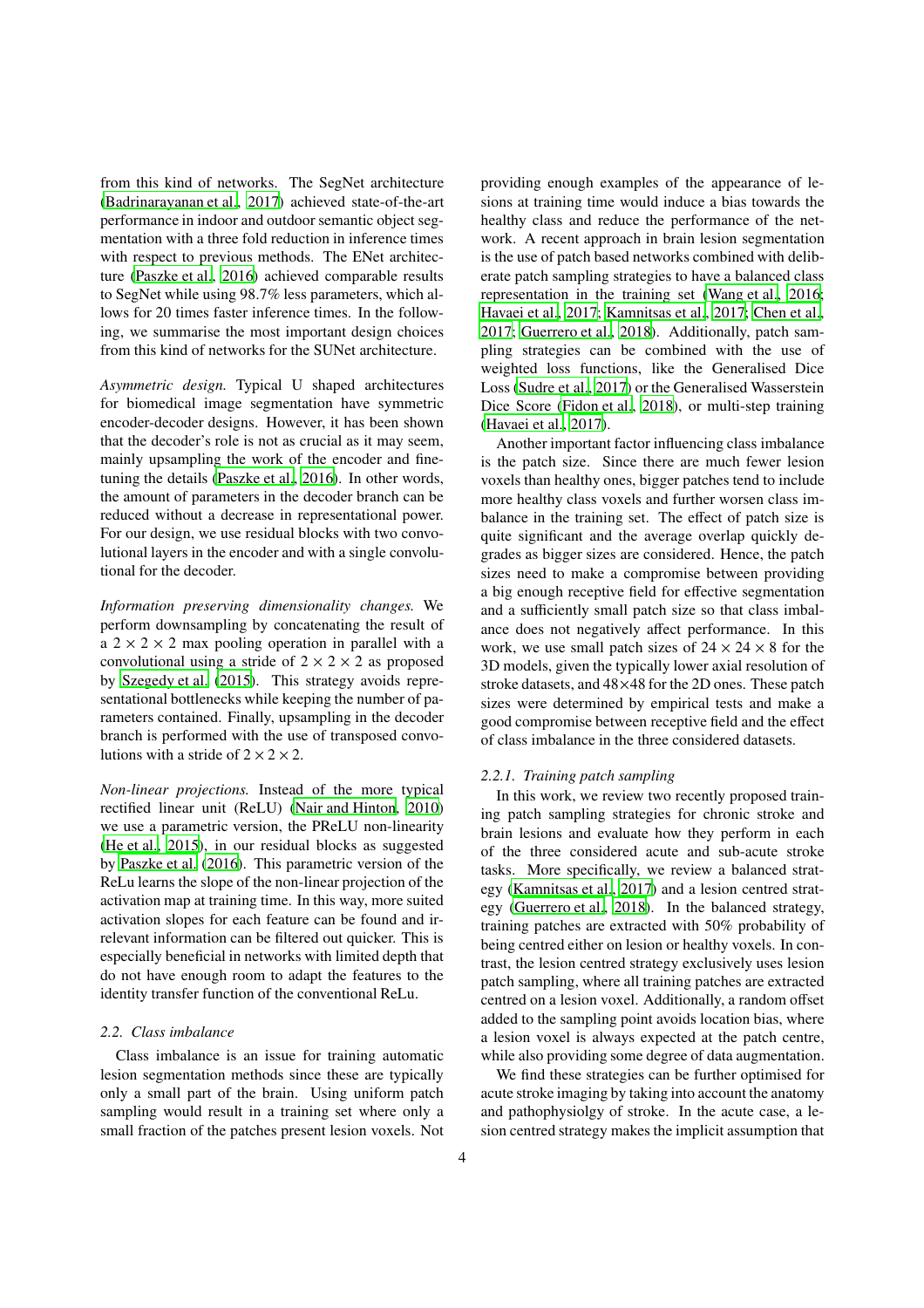from this kind of networks. The SegNet architecture (Badrinarayanan et al., 2017) achieved state-of-the-art performance in indoor and outdoor semantic object segmentation with a three fold reduction in inference times with respect to previous methods. The ENet architecture (Paszke et al., 2016) achieved comparable results to SegNet while using 98.7% less parameters, which allows for 20 times faster inference times. In the following, we summarise the most important design choices from this kind of networks for the SUNet architecture.

*Asymmetric design.* Typical U shaped architectures for biomedical image segmentation have symmetric encoder-decoder designs. However, it has been shown that the decoder's role is not as crucial as it may seem, mainly upsampling the work of the encoder and fine-tuning the details (Paszke et al., 2016). In other words, the amount of parameters in the decoder branch can be reduced without a decrease in representational power. For our design, we use residual blocks with two convolutional layers in the encoder and with a single convolutional for the decoder.

*Information preserving dimensionality changes.* We perform downsampling by concatenating the result of a $2 \times 2 \times 2$ max pooling operation in parallel with a convolutional using a stride of $2 \times 2 \times 2$ as proposed by Szegedy et al. (2015). This strategy avoids representational bottlenecks while keeping the number of parameters contained. Finally, upsampling in the decoder branch is performed with the use of transposed convolutions with a stride of $2 \times 2 \times 2$.

*Non-linear projections.* Instead of the more typical rectified linear unit (ReLU) (Nair and Hinton, 2010) we use a parametric version, the PReLU non-linearity (He et al., 2015), in our residual blocks as suggested by Paszke et al. (2016). This parametric version of the ReLu learns the slope of the non-linear projection of the activation map at training time. In this way, more suited activation slopes for each feature can be found and irrelevant information can be filtered out quicker. This is especially beneficial in networks with limited depth that do not have enough room to adapt the features to the identity transfer function of the conventional ReLu.

### 2.2. Class imbalance

Class imbalance is an issue for training automatic lesion segmentation methods since these are typically only a small part of the brain. Using uniform patch sampling would result in a training set where only a small fraction of the patches present lesion voxels. Not providing enough examples of the appearance of lesions at training time would induce a bias towards the healthy class and reduce the performance of the network. A recent approach in brain lesion segmentation is the use of patch based networks combined with deliberate patch sampling strategies to have a balanced class representation in the training set (Wang et al., 2016; Havaei et al., 2017; Kamnitsas et al., 2017; Chen et al., 2017; Guerrero et al., 2018). Additionally, patch sampling strategies can be combined with the use of weighted loss functions, like the Generalised Dice Loss (Sudre et al., 2017) or the Generalised Wasserstein Dice Score (Fidon et al., 2018), or multi-step training (Havaei et al., 2017).

Another important factor influencing class imbalance is the patch size. Since there are much fewer lesion voxels than healthy ones, bigger patches tend to include more healthy class voxels and further worsen class imbalance in the training set. The effect of patch size is quite significant and the average overlap quickly degrades as bigger sizes are considered. Hence, the patch sizes need to make a compromise between providing a big enough receptive field for effective segmentation and a sufficiently small patch size so that class imbalance does not negatively affect performance. In this work, we use small patch sizes of $24 \times 24 \times 8$ for the 3D models, given the typically lower axial resolution of stroke datasets, and $48 \times 48$ for the 2D ones. These patch sizes were determined by empirical tests and make a good compromise between receptive field and the effect of class imbalance in the three considered datasets.

#### 2.2.1. Training patch sampling

In this work, we review two recently proposed training patch sampling strategies for chronic stroke and brain lesions and evaluate how they perform in each of the three considered acute and sub-acute stroke tasks. More specifically, we review a balanced strategy (Kamnitsas et al., 2017) and a lesion centred strategy (Guerrero et al., 2018). In the balanced strategy, training patches are extracted with 50% probability of being centred either on lesion or healthy voxels. In contrast, the lesion centred strategy exclusively uses lesion patch sampling, where all training patches are extracted centred on a lesion voxel. Additionally, a random offset added to the sampling point avoids location bias, where a lesion voxel is always expected at the patch centre, while also providing some degree of data augmentation.

We find these strategies can be further optimised for acute stroke imaging by taking into account the anatomy and pathophysiolgy of stroke. In the acute case, a lesion centred strategy makes the implicit assumption that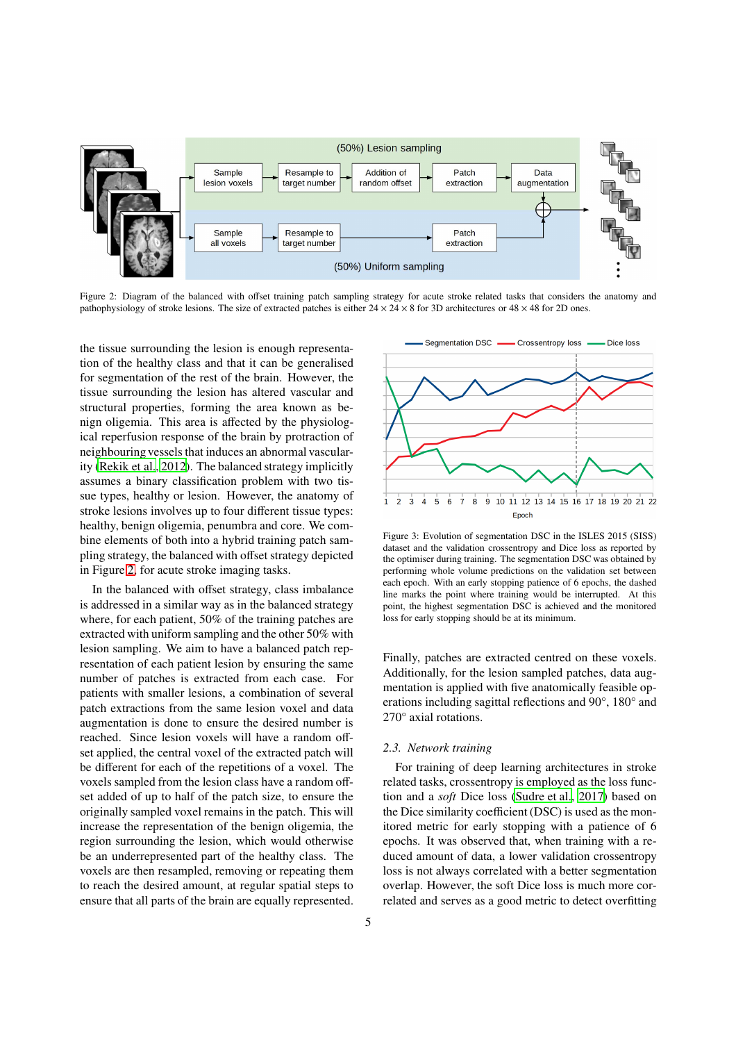Figure 2: Diagram of the balanced with offset training patch sampling strategy for acute stroke related tasks that considers the anatomy and pathophysiology of stroke lesions. The size of extracted patches is either $24 \times 24 \times 8$ for 3D architectures or $48 \times 48$ for 2D ones.

the tissue surrounding the lesion is enough representation of the healthy class and that it can be generalised for segmentation of the rest of the brain. However, the tissue surrounding the lesion has altered vascular and structural properties, forming the area known as benign oligemia. This area is affected by the physiological reperfusion response of the brain by protraction of neighbouring vessels that induces an abnormal vascularity (Rekik et al., 2012). The balanced strategy implicitly assumes a binary classification problem with two tissue types, healthy or lesion. However, the anatomy of stroke lesions involves up to four different tissue types: healthy, benign oligemia, penumbra and core. We combine elements of both into a hybrid training patch sampling strategy, the balanced with offset strategy depicted in Figure 2, for acute stroke imaging tasks.

In the balanced with offset strategy, class imbalance is addressed in a similar way as in the balanced strategy where, for each patient, 50% of the training patches are extracted with uniform sampling and the other 50% with lesion sampling. We aim to have a balanced patch representation of each patient lesion by ensuring the same number of patches is extracted from each case. For patients with smaller lesions, a combination of several patch extractions from the same lesion voxel and data augmentation is done to ensure the desired number is reached. Since lesion voxels will have a random offset applied, the central voxel of the extracted patch will be different for each of the repetitions of a voxel. The voxels sampled from the lesion class have a random offset added of up to half of the patch size, to ensure the originally sampled voxel remains in the patch. This will increase the representation of the benign oligemia, the region surrounding the lesion, which would otherwise be an underrepresented part of the healthy class. The voxels are then resampled, removing or repeating them to reach the desired amount, at regular spatial steps to ensure that all parts of the brain are equally represented.

Figure 3: Evolution of segmentation DSC in the ISLES 2015 (SISS) dataset and the validation crossentropy and Dice loss as reported by the optimiser during training. The segmentation DSC was obtained by performing whole volume predictions on the validation set between each epoch. With an early stopping patience of 6 epochs, the dashed line marks the point where training would be interrupted. At this point, the highest segmentation DSC is achieved and the monitored loss for early stopping should be at its minimum.

Finally, patches are extracted centred on these voxels. Additionally, for the lesion sampled patches, data augmentation is applied with five anatomically feasible operations including sagittal reflections and 90°, 180° and 270° axial rotations.

### 2.3. Network training

For training of deep learning architectures in stroke related tasks, crossentropy is employed as the loss function and a *soft* Dice loss (Sudre et al., 2017) based on the Dice similarity coefficient (DSC) is used as the monitored metric for early stopping with a patience of 6 epochs. It was observed that, when training with a reduced amount of data, a lower validation crossentropy loss is not always correlated with a better segmentation overlap. However, the soft Dice loss is much more correlated and serves as a good metric to detect overfitting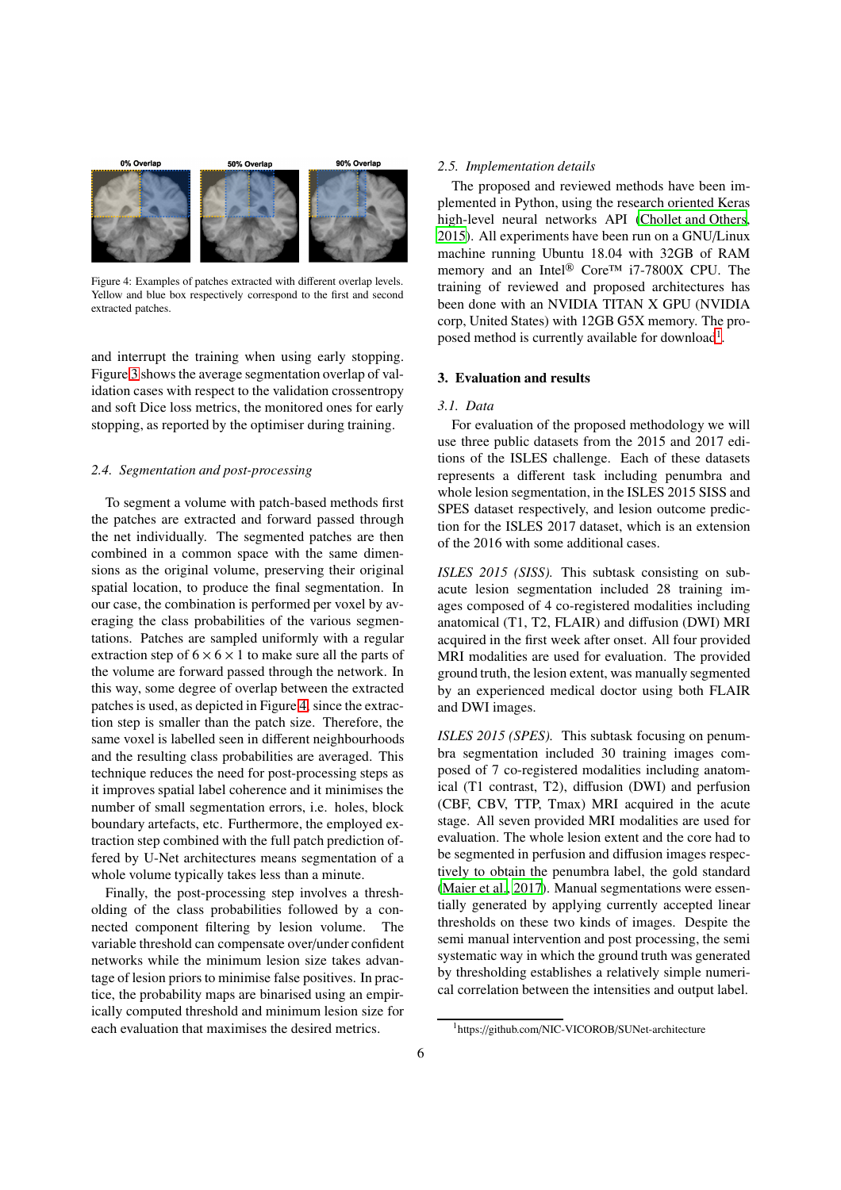Figure 4: Examples of patches extracted with different overlap levels. Yellow and blue box respectively correspond to the first and second extracted patches.

and interrupt the training when using early stopping. Figure 3 shows the average segmentation overlap of validation cases with respect to the validation crossentropy and soft Dice loss metrics, the monitored ones for early stopping, as reported by the optimiser during training.

### 2.4. Segmentation and post-processing

To segment a volume with patch-based methods first the patches are extracted and forward passed through the net individually. The segmented patches are then combined in a common space with the same dimensions as the original volume, preserving their original spatial location, to produce the final segmentation. In our case, the combination is performed per voxel by averaging the class probabilities of the various segmentations. Patches are sampled uniformly with a regular extraction step of $6 \times 6 \times 1$ to make sure all the parts of the volume are forward passed through the network. In this way, some degree of overlap between the extracted patches is used, as depicted in Figure 4, since the extraction step is smaller than the patch size. Therefore, the same voxel is labelled seen in different neighbourhoods and the resulting class probabilities are averaged. This technique reduces the need for post-processing steps as it improves spatial label coherence and it minimises the number of small segmentation errors, i.e. holes, block boundary artefacts, etc. Furthermore, the employed extraction step combined with the full patch prediction offered by U-Net architectures means segmentation of a whole volume typically takes less than a minute.

Finally, the post-processing step involves a thresholding of the class probabilities followed by a connected component filtering by lesion volume. The variable threshold can compensate over/under confident networks while the minimum lesion size takes advantage of lesion priors to minimise false positives. In practice, the probability maps are binarised using an empirically computed threshold and minimum lesion size for each evaluation that maximises the desired metrics.

### 2.5. Implementation details

The proposed and reviewed methods have been implemented in Python, using the research oriented Keras high-level neural networks API (Chollet and Others, 2015). All experiments have been run on a GNU/Linux machine running Ubuntu 18.04 with 32GB of RAM memory and an Intel® Core™ i7-7800X CPU. The training of reviewed and proposed architectures has been done with an NVIDIA TITAN X GPU (NVIDIA corp, United States) with 12GB G5X memory. The proposed method is currently available for download[1].

## 3. Evaluation and results

### 3.1. Data

For evaluation of the proposed methodology we will use three public datasets from the 2015 and 2017 editions of the ISLES challenge. Each of these datasets represents a different task including penumbra and whole lesion segmentation, in the ISLES 2015 SISS and SPES dataset respectively, and lesion outcome prediction for the ISLES 2017 dataset, which is an extension of the 2016 with some additional cases.

*ISLES 2015 (SISS).* This subtask consisting on subacute lesion segmentation included 28 training images composed of 4 co-registered modalities including anatomical (T1, T2, FLAIR) and diffusion (DWI) MRI acquired in the first week after onset. All four provided MRI modalities are used for evaluation. The provided ground truth, the lesion extent, was manually segmented by an experienced medical doctor using both FLAIR and DWI images.

*ISLES 2015 (SPES).* This subtask focusing on penumbra segmentation included 30 training images composed of 7 co-registered modalities including anatomical (T1 contrast, T2), diffusion (DWI) and perfusion (CBF, CBV, TTP, Tmax) MRI acquired in the acute stage. All seven provided MRI modalities are used for evaluation. The whole lesion extent and the core had to be segmented in perfusion and diffusion images respectively to obtain the penumbra label, the gold standard (Maier et al., 2017). Manual segmentations were essentially generated by applying currently accepted linear thresholds on these two kinds of images. Despite the semi manual intervention and post processing, the semi systematic way in which the ground truth was generated by thresholding establishes a relatively simple numerical correlation between the intensities and output label.

[1] https://github.com/NIC-VICOROB/SUNet-architecture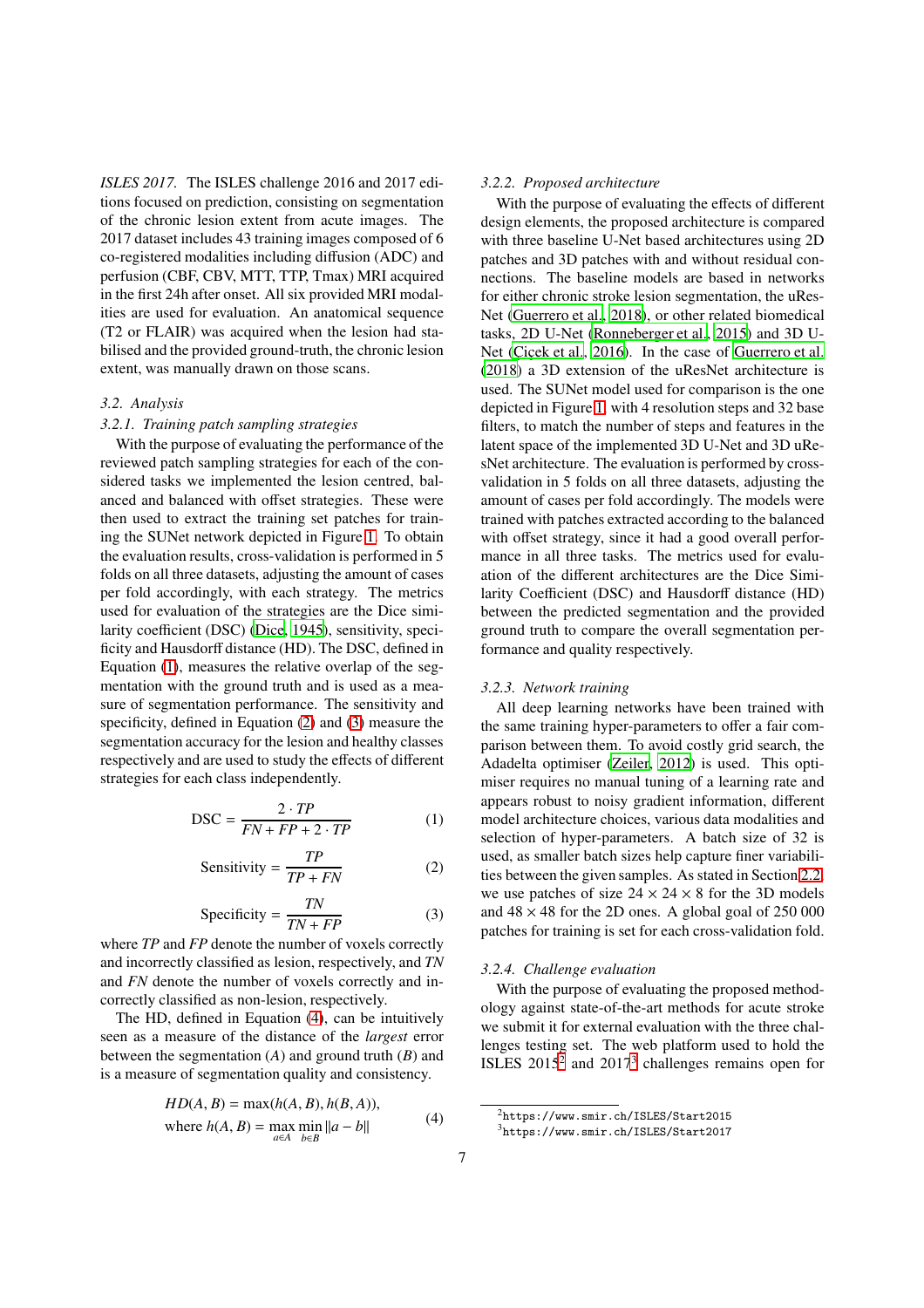*ISLES 2017.* The ISLES challenge 2016 and 2017 editions focused on prediction, consisting on segmentation of the chronic lesion extent from acute images. The 2017 dataset includes 43 training images composed of 6 co-registered modalities including diffusion (ADC) and perfusion (CBF, CBV, MTT, TTP, Tmax) MRI acquired in the first 24h after onset. All six provided MRI modalities are used for evaluation. An anatomical sequence (T2 or FLAIR) was acquired when the lesion had stabilised and the provided ground-truth, the chronic lesion extent, was manually drawn on those scans.

### 3.2. Analysis

#### 3.2.1. Training patch sampling strategies

With the purpose of evaluating the performance of the reviewed patch sampling strategies for each of the considered tasks we implemented the lesion centred, balanced and balanced with offset strategies. These were then used to extract the training set patches for training the SUNet network depicted in Figure 1. To obtain the evaluation results, cross-validation is performed in 5 folds on all three datasets, adjusting the amount of cases per fold accordingly, with each strategy. The metrics used for evaluation of the strategies are the Dice similarity coefficient (DSC) (Dice, 1945), sensitivity, specificity and Hausdorff distance (HD). The DSC, defined in Equation (1), measures the relative overlap of the segmentation with the ground truth and is used as a measure of segmentation performance. The sensitivity and specificity, defined in Equation (2) and (3) measure the segmentation accuracy for the lesion and healthy classes respectively and are used to study the effects of different strategies for each class independently.

$$\text{DSC} = \frac{2 \cdot TP}{FN + FP + 2 \cdot TP} \tag{1}$$

$$\text{Sensitivity} = \frac{TP}{TP + FN} \tag{2}$$

$$\text{Specificity} = \frac{TN}{TN + FP} \tag{3}$$

where $TP$ and $FP$ denote the number of voxels correctly and incorrectly classified as lesion, respectively, and $TN$ and $FN$ denote the number of voxels correctly and incorrectly classified as non-lesion, respectively.

The HD, defined in Equation (4), can be intuitively seen as a measure of the distance of the *largest* error between the segmentation ($A$) and ground truth ($B$) and is a measure of segmentation quality and consistency.

$$\begin{aligned} HD(A, B) &= \max(h(A, B), h(B, A)), \\ \text{where } h(A, B) &= \max_{a \in A} \min_{b \in B} \|a - b\| \end{aligned} \tag{4}$$

#### 3.2.2. Proposed architecture

With the purpose of evaluating the effects of different design elements, the proposed architecture is compared with three baseline U-Net based architectures using 2D patches and 3D patches with and without residual connections. The baseline models are based in networks for either chronic stroke lesion segmentation, the uResNet (Guerrero et al., 2018), or other related biomedical tasks, 2D U-Net (Ronneberger et al., 2015) and 3D U-Net (Çiçek et al., 2016). In the case of Guerrero et al. (2018) a 3D extension of the uResNet architecture is used. The SUNet model used for comparison is the one depicted in Figure 1 with 4 resolution steps and 32 base filters, to match the number of steps and features in the latent space of the implemented 3D U-Net and 3D uResNet architecture. The evaluation is performed by cross-validation in 5 folds on all three datasets, adjusting the amount of cases per fold accordingly. The models were trained with patches extracted according to the balanced with offset strategy, since it had a good overall performance in all three tasks. The metrics used for evaluation of the different architectures are the Dice Similarity Coefficient (DSC) and Hausdorff distance (HD) between the predicted segmentation and the provided ground truth to compare the overall segmentation performance and quality respectively.

#### 3.2.3. Network training

All deep learning networks have been trained with the same training hyper-parameters to offer a fair comparison between them. To avoid costly grid search, the Adadelta optimiser (Zeiler, 2012) is used. This optimiser requires no manual tuning of a learning rate and appears robust to noisy gradient information, different model architecture choices, various data modalities and selection of hyper-parameters. A batch size of 32 is used, as smaller batch sizes help capture finer variabilities between the given samples. As stated in Section 2.2, we use patches of size $24 \times 24 \times 8$ for the 3D models and $48 \times 48$ for the 2D ones. A global goal of 250 000 patches for training is set for each cross-validation fold.

#### 3.2.4. Challenge evaluation

With the purpose of evaluating the proposed methodology against state-of-the-art methods for acute stroke we submit it for external evaluation with the three challenges testing set. The web platform used to hold the ISLES 2015[2] and 2017[3] challenges remains open for

[2] https://www.smir.ch/ISLES/Start2015

[3] https://www.smir.ch/ISLES/Start2017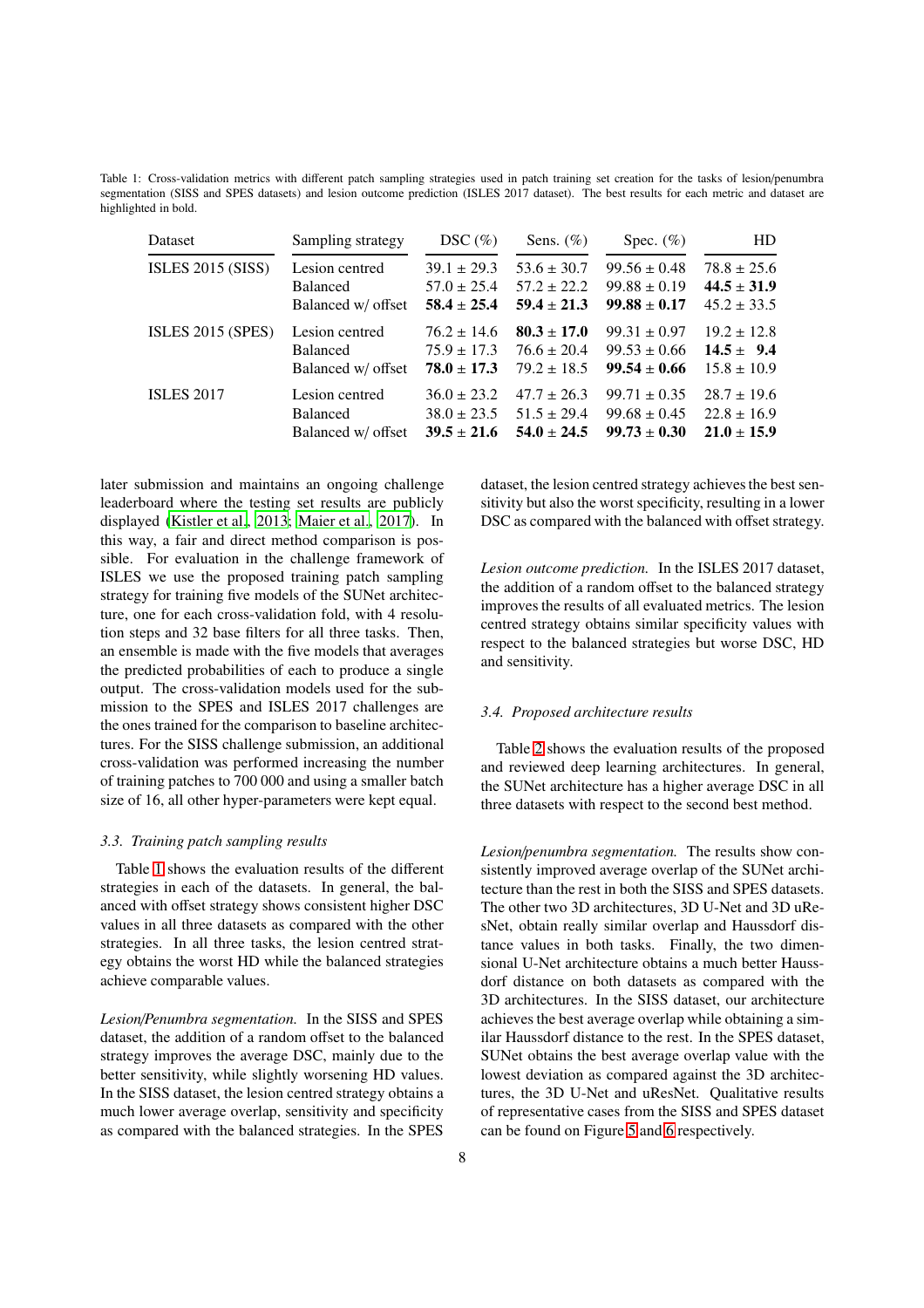Table 1: Cross-validation metrics with different patch sampling strategies used in patch training set creation for the tasks of lesion/penumbra segmentation (SISS and SPES datasets) and lesion outcome prediction (ISLES 2017 dataset). The best results for each metric and dataset are highlighted in bold.

| Dataset | Sampling strategy | DSC (%) | Sens. (%) | Spec. (%) | HD |
|---|---|---|---|---|---|
| ISLES 2015 (SISS) | Lesion centred | 39.1 ± 29.3 | 53.6 ± 30.7 | 99.56 ± 0.48 | 78.8 ± 25.6 |
| | Balanced | 57.0 ± 25.4 | 57.2 ± 22.2 | 99.88 ± 0.19 | **44.5** ± **31.9** |
| | Balanced w/ offset | **58.4** ± **25.4** | **59.4** ± **21.3** | **99.88** ± **0.17** | 45.2 ± 33.5 |
| ISLES 2015 (SPES) | Lesion centred | 76.2 ± 14.6 | **80.3** ± **17.0** | 99.31 ± 0.97 | 19.2 ± 12.8 |
| | Balanced | 75.9 ± 17.3 | 76.6 ± 20.4 | 99.53 ± 0.66 | **14.5** ± **9.4** |
| | Balanced w/ offset | **78.0** ± **17.3** | 79.2 ± 18.5 | **99.54** ± **0.66** | 15.8 ± 10.9 |
| ISLES 2017 | Lesion centred | 36.0 ± 23.2 | 47.7 ± 26.3 | 99.71 ± 0.35 | 28.7 ± 19.6 |
| | Balanced | 38.0 ± 23.5 | 51.5 ± 29.4 | 99.68 ± 0.45 | 22.8 ± 16.9 |
| | Balanced w/ offset | **39.5** ± **21.6** | **54.0** ± **24.5** | **99.73** ± **0.30** | **21.0** ± **15.9** |

later submission and maintains an ongoing challenge leaderboard where the testing set results are publicly displayed (Kistler et al., 2013; Maier et al., 2017). In this way, a fair and direct method comparison is possible. For evaluation in the challenge framework of ISLES we use the proposed training patch sampling strategy for training five models of the SUNet architecture, one for each cross-validation fold, with 4 resolution steps and 32 base filters for all three tasks. Then, an ensemble is made with the five models that averages the predicted probabilities of each to produce a single output. The cross-validation models used for the submission to the SPES and ISLES 2017 challenges are the ones trained for the comparison to baseline architectures. For the SISS challenge submission, an additional cross-validation was performed increasing the number of training patches to 700 000 and using a smaller batch size of 16, all other hyper-parameters were kept equal.

### 3.3. Training patch sampling results

Table 1 shows the evaluation results of the different strategies in each of the datasets. In general, the balanced with offset strategy shows consistent higher DSC values in all three datasets as compared with the other strategies. In all three tasks, the lesion centred strategy obtains the worst HD while the balanced strategies achieve comparable values.

*Lesion/Penumbra segmentation.* In the SISS and SPES dataset, the addition of a random offset to the balanced strategy improves the average DSC, mainly due to the better sensitivity, while slightly worsening HD values. In the SISS dataset, the lesion centred strategy obtains a much lower average overlap, sensitivity and specificity as compared with the balanced strategies. In the SPES dataset, the lesion centred strategy achieves the best sensitivity but also the worst specificity, resulting in a lower DSC as compared with the balanced with offset strategy.

*Lesion outcome prediction.* In the ISLES 2017 dataset, the addition of a random offset to the balanced strategy improves the results of all evaluated metrics. The lesion centred strategy obtains similar specificity values with respect to the balanced strategies but worse DSC, HD and sensitivity.

### 3.4. Proposed architecture results

Table 2 shows the evaluation results of the proposed and reviewed deep learning architectures. In general, the SUNet architecture has a higher average DSC in all three datasets with respect to the second best method.

*Lesion/penumbra segmentation.* The results show consistently improved average overlap of the SUNet architecture than the rest in both the SISS and SPES datasets. The other two 3D architectures, 3D U-Net and 3D uResNet, obtain really similar overlap and Haussdorf distance values in both tasks. Finally, the two dimensional U-Net architecture obtains a much better Haussdorf distance on both datasets as compared with the 3D architectures. In the SISS dataset, our architecture achieves the best average overlap while obtaining a similar Haussdorf distance to the rest. In the SPES dataset, SUNet obtains the best average overlap value with the lowest deviation as compared against the 3D architectures, the 3D U-Net and uResNet. Qualitative results of representative cases from the SISS and SPES dataset can be found on Figure 5 and 6 respectively.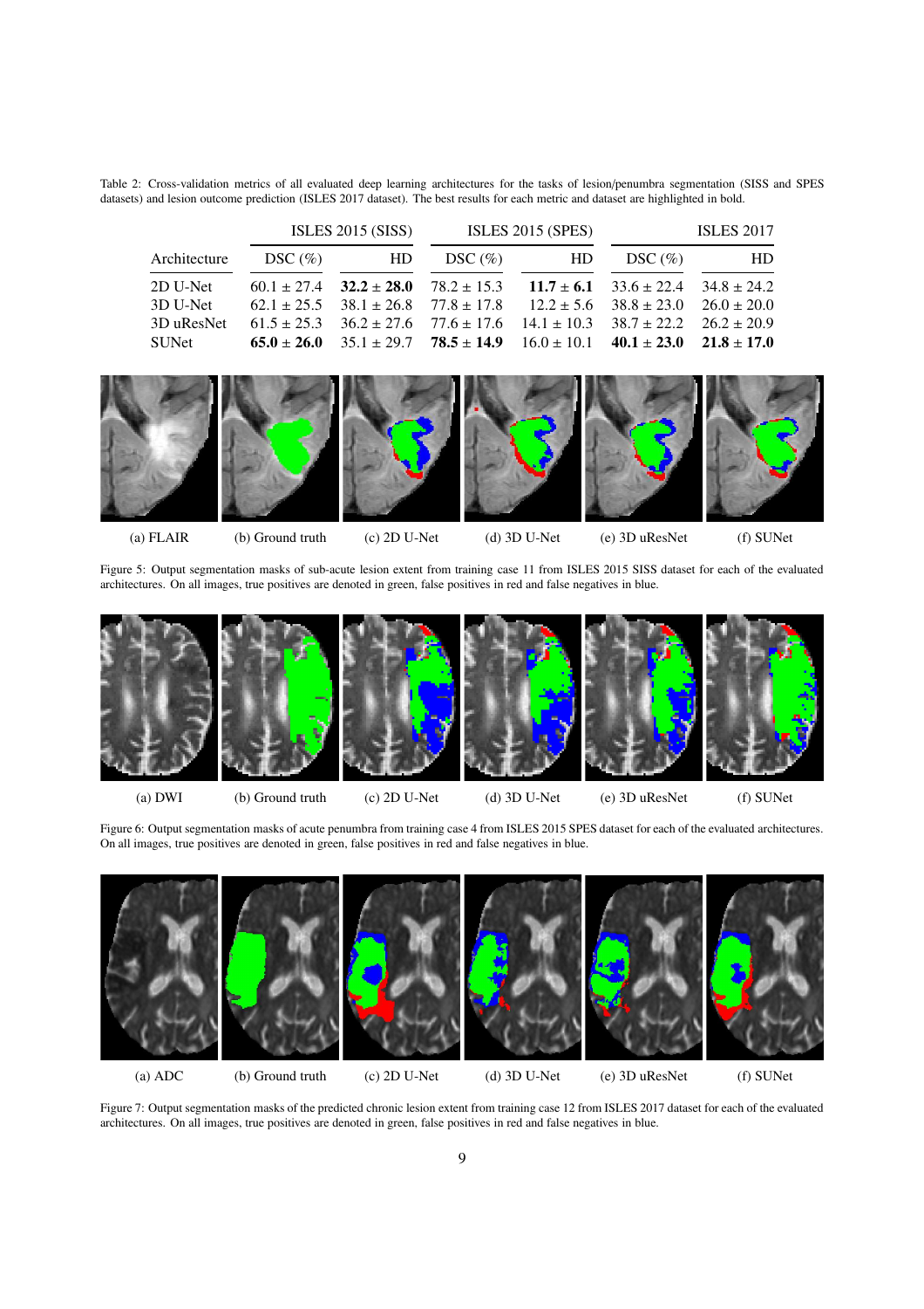Table 2: Cross-validation metrics of all evaluated deep learning architectures for the tasks of lesion/penumbra segmentation (SISS and SPES datasets) and lesion outcome prediction (ISLES 2017 dataset). The best results for each metric and dataset are highlighted in bold.

| | ISLES 2015 (SISS) | | ISLES 2015 (SPES) | | ISLES 2017 | |
|---|---|---|---|---|---|---|
| Architecture | DSC (%) | HD | DSC (%) | HD | DSC (%) | HD |
| 2D U-Net | 60.1 ± 27.4 | **32.2 ± 28.0** | 78.2 ± 15.3 | **11.7 ± 6.1** | 33.6 ± 22.4 | 34.8 ± 24.2 |
| 3D U-Net | 62.1 ± 25.5 | 38.1 ± 26.8 | 77.8 ± 17.8 | 12.2 ± 5.6 | 38.8 ± 23.0 | 26.0 ± 20.0 |
| 3D uResNet | 61.5 ± 25.3 | 36.2 ± 27.6 | 77.6 ± 17.6 | 14.1 ± 10.3 | 38.7 ± 22.2 | 26.2 ± 20.9 |
| SUNet | **65.0 ± 26.0** | 35.1 ± 29.7 | **78.5 ± 14.9** | 16.0 ± 10.1 | **40.1 ± 23.0** | **21.8 ± 17.0** |

(a) FLAIR (b) Ground truth (c) 2D U-Net (d) 3D U-Net (e) 3D uResNet (f) SUNet

Figure 5: Output segmentation masks of sub-acute lesion extent from training case 11 from ISLES 2015 SISS dataset for each of the evaluated architectures. On all images, true positives are denoted in green, false positives in red and false negatives in blue.

(a) DWI (b) Ground truth (c) 2D U-Net (d) 3D U-Net (e) 3D uResNet (f) SUNet

Figure 6: Output segmentation masks of acute penumbra from training case 4 from ISLES 2015 SPES dataset for each of the evaluated architectures. On all images, true positives are denoted in green, false positives in red and false negatives in blue.

(a) ADC (b) Ground truth (c) 2D U-Net (d) 3D U-Net (e) 3D uResNet (f) SUNet

Figure 7: Output segmentation masks of the predicted chronic lesion extent from training case 12 from ISLES 2017 dataset for each of the evaluated architectures. On all images, true positives are denoted in green, false positives in red and false negatives in blue.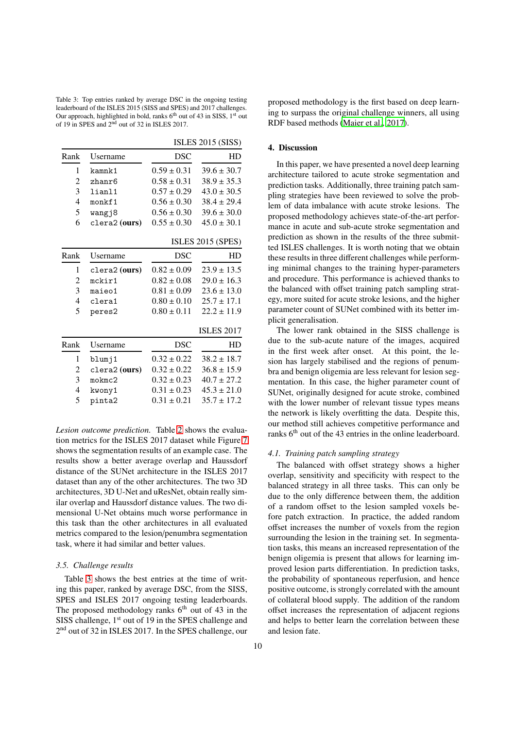Table 3: Top entries ranked by average DSC in the ongoing testing leaderboard of the ISLES 2015 (SISS and SPES) and 2017 challenges. Our approach, highlighted in bold, ranks 6th out of 43 in SISS, 1st out of 19 in SPES and 2nd out of 32 in ISLES 2017.

| | | ISLES 2015 (SISS) | |
|---|---|---|---|
| Rank | Username | DSC | HD |
| 1 | kamnk1 | 0.59 ± 0.31 | 39.6 ± 30.7 |
| 2 | zhanr6 | 0.58 ± 0.31 | 38.9 ± 35.3 |
| 3 | lianl1 | 0.57 ± 0.29 | 43.0 ± 30.5 |
| 4 | monkf1 | 0.56 ± 0.30 | 38.4 ± 29.4 |
| 5 | wangj8 | 0.56 ± 0.30 | 39.6 ± 30.0 |
| 6 | clera2 **(ours)** | 0.55 ± 0.30 | 45.0 ± 30.1 |

| | | ISLES 2015 (SPES) | |
|---|---|---|---|
| Rank | Username | DSC | HD |
| 1 | clera2 **(ours)** | 0.82 ± 0.09 | 23.9 ± 13.5 |
| 2 | mckir1 | 0.82 ± 0.08 | 29.0 ± 16.3 |
| 3 | maieo1 | 0.81 ± 0.09 | 23.6 ± 13.0 |
| 4 | clera1 | 0.80 ± 0.10 | 25.7 ± 17.1 |
| 5 | peres2 | 0.80 ± 0.11 | 22.2 ± 11.9 |

| | | ISLES 2017 | |
|---|---|---|---|
| Rank | Username | DSC | HD |
| 1 | blumj1 | 0.32 ± 0.22 | 38.2 ± 18.7 |
| 2 | clera2 **(ours)** | 0.32 ± 0.22 | 36.8 ± 15.9 |
| 3 | mokmc2 | 0.32 ± 0.23 | 40.7 ± 27.2 |
| 4 | kwony1 | 0.31 ± 0.23 | 45.3 ± 21.0 |
| 5 | pinta2 | 0.31 ± 0.21 | 35.7 ± 17.2 |

*Lesion outcome prediction.* Table 2 shows the evaluation metrics for the ISLES 2017 dataset while Figure 7 shows the segmentation results of an example case. The results show a better average overlap and Haussdorf distance of the SUNet architecture in the ISLES 2017 dataset than any of the other architectures. The two 3D architectures, 3D U-Net and uResNet, obtain really similar overlap and Haussdorf distance values. The two dimensional U-Net obtains much worse performance in this task than the other architectures in all evaluated metrics compared to the lesion/penumbra segmentation task, where it had similar and better values.

### 3.5. Challenge results

Table 3 shows the best entries at the time of writing this paper, ranked by average DSC, from the SISS, SPES and ISLES 2017 ongoing testing leaderboards. The proposed methodology ranks 6th out of 43 in the SISS challenge, 1st out of 19 in the SPES challenge and 2nd out of 32 in ISLES 2017. In the SPES challenge, our proposed methodology is the first based on deep learning to surpass the original challenge winners, all using RDF based methods (Maier et al., 2017).

## 4. Discussion

In this paper, we have presented a novel deep learning architecture tailored to acute stroke segmentation and prediction tasks. Additionally, three training patch sampling strategies have been reviewed to solve the problem of data imbalance with acute stroke lesions. The proposed methodology achieves state-of-the-art performance in acute and sub-acute stroke segmentation and prediction as shown in the results of the three submitted ISLES challenges. It is worth noting that we obtain these results in three different challenges while performing minimal changes to the training hyper-parameters and procedure. This performance is achieved thanks to the balanced with offset training patch sampling strategy, more suited for acute stroke lesions, and the higher parameter count of SUNet combined with its better implicit generalisation.

The lower rank obtained in the SISS challenge is due to the sub-acute nature of the images, acquired in the first week after onset. At this point, the lesion has largely stabilised and the regions of penumbra and benign oligemia are less relevant for lesion segmentation. In this case, the higher parameter count of SUNet, originally designed for acute stroke, combined with the lower number of relevant tissue types means the network is likely overfitting the data. Despite this, our method still achieves competitive performance and ranks 6th out of the 43 entries in the online leaderboard.

### 4.1. Training patch sampling strategy

The balanced with offset strategy shows a higher overlap, sensitivity and specificity with respect to the balanced strategy in all three tasks. This can only be due to the only difference between them, the addition of a random offset to the lesion sampled voxels before patch extraction. In practice, the added random offset increases the number of voxels from the region surrounding the lesion in the training set. In segmentation tasks, this means an increased representation of the benign oligemia is present that allows for learning improved lesion parts differentiation. In prediction tasks, the probability of spontaneous reperfusion, and hence positive outcome, is strongly correlated with the amount of collateral blood supply. The addition of the random offset increases the representation of adjacent regions and helps to better learn the correlation between these and lesion fate.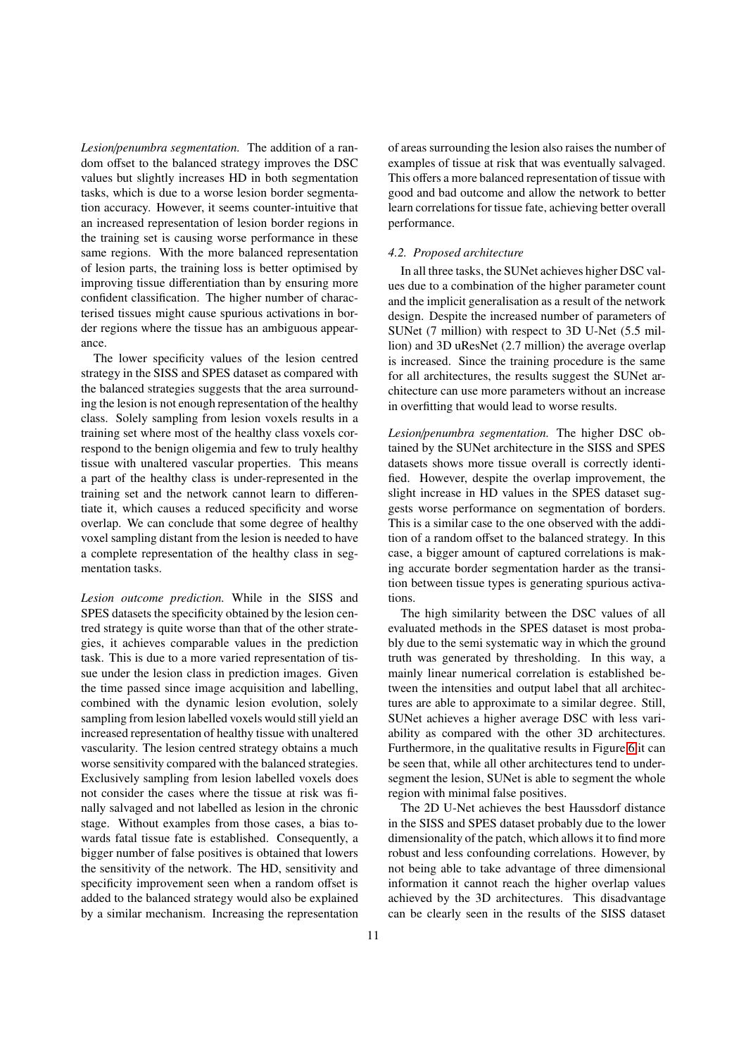*Lesion/penumbra segmentation.* The addition of a random offset to the balanced strategy improves the DSC values but slightly increases HD in both segmentation tasks, which is due to a worse lesion border segmentation accuracy. However, it seems counter-intuitive that an increased representation of lesion border regions in the training set is causing worse performance in these same regions. With the more balanced representation of lesion parts, the training loss is better optimised by improving tissue differentiation than by ensuring more confident classification. The higher number of characterised tissues might cause spurious activations in border regions where the tissue has an ambiguous appearance.

The lower specificity values of the lesion centred strategy in the SISS and SPES dataset as compared with the balanced strategies suggests that the area surrounding the lesion is not enough representation of the healthy class. Solely sampling from lesion voxels results in a training set where most of the healthy class voxels correspond to the benign oligemia and few to truly healthy tissue with unaltered vascular properties. This means a part of the healthy class is under-represented in the training set and the network cannot learn to differentiate it, which causes a reduced specificity and worse overlap. We can conclude that some degree of healthy voxel sampling distant from the lesion is needed to have a complete representation of the healthy class in segmentation tasks.

*Lesion outcome prediction.* While in the SISS and SPES datasets the specificity obtained by the lesion centred strategy is quite worse than that of the other strategies, it achieves comparable values in the prediction task. This is due to a more varied representation of tissue under the lesion class in prediction images. Given the time passed since image acquisition and labelling, combined with the dynamic lesion evolution, solely sampling from lesion labelled voxels would still yield an increased representation of healthy tissue with unaltered vascularity. The lesion centred strategy obtains a much worse sensitivity compared with the balanced strategies. Exclusively sampling from lesion labelled voxels does not consider the cases where the tissue at risk was finally salvaged and not labelled as lesion in the chronic stage. Without examples from those cases, a bias towards fatal tissue fate is established. Consequently, a bigger number of false positives is obtained that lowers the sensitivity of the network. The HD, sensitivity and specificity improvement seen when a random offset is added to the balanced strategy would also be explained by a similar mechanism. Increasing the representation of areas surrounding the lesion also raises the number of examples of tissue at risk that was eventually salvaged. This offers a more balanced representation of tissue with good and bad outcome and allow the network to better learn correlations for tissue fate, achieving better overall performance.

### 4.2. Proposed architecture

In all three tasks, the SUNet achieves higher DSC values due to a combination of the higher parameter count and the implicit generalisation as a result of the network design. Despite the increased number of parameters of SUNet (7 million) with respect to 3D U-Net (5.5 million) and 3D uResNet (2.7 million) the average overlap is increased. Since the training procedure is the same for all architectures, the results suggest the SUNet architecture can use more parameters without an increase in overfitting that would lead to worse results.

*Lesion/penumbra segmentation.* The higher DSC obtained by the SUNet architecture in the SISS and SPES datasets shows more tissue overall is correctly identified. However, despite the overlap improvement, the slight increase in HD values in the SPES dataset suggests worse performance on segmentation of borders. This is a similar case to the one observed with the addition of a random offset to the balanced strategy. In this case, a bigger amount of captured correlations is making accurate border segmentation harder as the transition between tissue types is generating spurious activations.

The high similarity between the DSC values of all evaluated methods in the SPES dataset is most probably due to the semi systematic way in which the ground truth was generated by thresholding. In this way, a mainly linear numerical correlation is established between the intensities and output label that all architectures are able to approximate to a similar degree. Still, SUNet achieves a higher average DSC with less variability as compared with the other 3D architectures. Furthermore, in the qualitative results in Figure 6 it can be seen that, while all other architectures tend to undersegment the lesion, SUNet is able to segment the whole region with minimal false positives.

The 2D U-Net achieves the best Haussdorf distance in the SISS and SPES dataset probably due to the lower dimensionality of the patch, which allows it to find more robust and less confounding correlations. However, by not being able to take advantage of three dimensional information it cannot reach the higher overlap values achieved by the 3D architectures. This disadvantage can be clearly seen in the results of the SISS dataset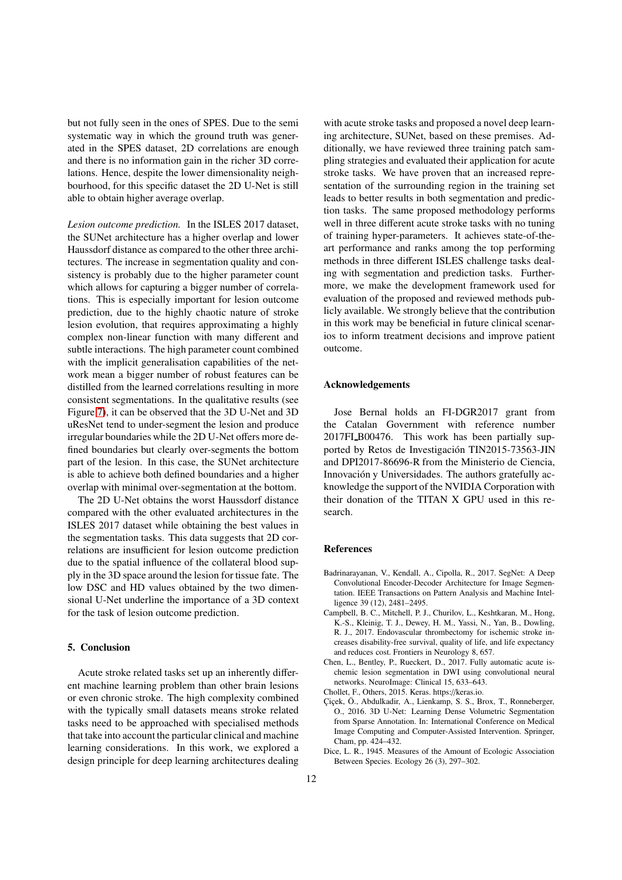but not fully seen in the ones of SPES. Due to the semi systematic way in which the ground truth was generated in the SPES dataset, 2D correlations are enough and there is no information gain in the richer 3D correlations. Hence, despite the lower dimensionality neighbourhood, for this specific dataset the 2D U-Net is still able to obtain higher average overlap.

*Lesion outcome prediction.* In the ISLES 2017 dataset, the SUNet architecture has a higher overlap and lower Haussdorf distance as compared to the other three architectures. The increase in segmentation quality and consistency is probably due to the higher parameter count which allows for capturing a bigger number of correlations. This is especially important for lesion outcome prediction, due to the highly chaotic nature of stroke lesion evolution, that requires approximating a highly complex non-linear function with many different and subtle interactions. The high parameter count combined with the implicit generalisation capabilities of the network mean a bigger number of robust features can be distilled from the learned correlations resulting in more consistent segmentations. In the qualitative results (see Figure 7), it can be observed that the 3D U-Net and 3D uResNet tend to under-segment the lesion and produce irregular boundaries while the 2D U-Net offers more defined boundaries but clearly over-segments the bottom part of the lesion. In this case, the SUNet architecture is able to achieve both defined boundaries and a higher overlap with minimal over-segmentation at the bottom.

The 2D U-Net obtains the worst Haussdorf distance compared with the other evaluated architectures in the ISLES 2017 dataset while obtaining the best values in the segmentation tasks. This data suggests that 2D correlations are insufficient for lesion outcome prediction due to the spatial influence of the collateral blood supply in the 3D space around the lesion for tissue fate. The low DSC and HD values obtained by the two dimensional U-Net underline the importance of a 3D context for the task of lesion outcome prediction.

## 5. Conclusion

Acute stroke related tasks set up an inherently different machine learning problem than other brain lesions or even chronic stroke. The high complexity combined with the typically small datasets means stroke related tasks need to be approached with specialised methods that take into account the particular clinical and machine learning considerations. In this work, we explored a design principle for deep learning architectures dealing with acute stroke tasks and proposed a novel deep learning architecture, SUNet, based on these premises. Additionally, we have reviewed three training patch sampling strategies and evaluated their application for acute stroke tasks. We have proven that an increased representation of the surrounding region in the training set leads to better results in both segmentation and prediction tasks. The same proposed methodology performs well in three different acute stroke tasks with no tuning of training hyper-parameters. It achieves state-of-the-art performance and ranks among the top performing methods in three different ISLES challenge tasks dealing with segmentation and prediction tasks. Furthermore, we make the development framework used for evaluation of the proposed and reviewed methods publicly available. We strongly believe that the contribution in this work may be beneficial in future clinical scenarios to inform treatment decisions and improve patient outcome.

## Acknowledgements

Jose Bernal holds an FI-DGR2017 grant from the Catalan Government with reference number 2017FI_B00476. This work has been partially supported by Retos de Investigación TIN2015-73563-JIN and DPI2017-86696-R from the Ministerio de Ciencia, Innovación y Universidades. The authors gratefully acknowledge the support of the NVIDIA Corporation with their donation of the TITAN X GPU used in this research.

## References

Badrinarayanan, V., Kendall, A., Cipolla, R., 2017. SegNet: A Deep Convolutional Encoder-Decoder Architecture for Image Segmentation. IEEE Transactions on Pattern Analysis and Machine Intelligence 39 (12), 2481–2495.

Campbell, B. C., Mitchell, P. J., Churilov, L., Keshtkaran, M., Hong, K.-S., Kleinig, T. J., Dewey, H. M., Yassi, N., Yan, B., Dowling, R. J., 2017. Endovascular thrombectomy for ischemic stroke increases disability-free survival, quality of life, and life expectancy and reduces cost. Frontiers in Neurology 8, 657.

Chen, L., Bentley, P., Rueckert, D., 2017. Fully automatic acute ischemic lesion segmentation in DWI using convolutional neural networks. NeuroImage: Clinical 15, 633–643.

Chollet, F., Others, 2015. Keras. https://keras.io.

Çiçek, Ö., Abdulkadir, A., Lienkamp, S. S., Brox, T., Ronneberger, O., 2016. 3D U-Net: Learning Dense Volumetric Segmentation from Sparse Annotation. In: International Conference on Medical Image Computing and Computer-Assisted Intervention. Springer, Cham, pp. 424–432.

Dice, L. R., 1945. Measures of the Amount of Ecologic Association Between Species. Ecology 26 (3), 297–302.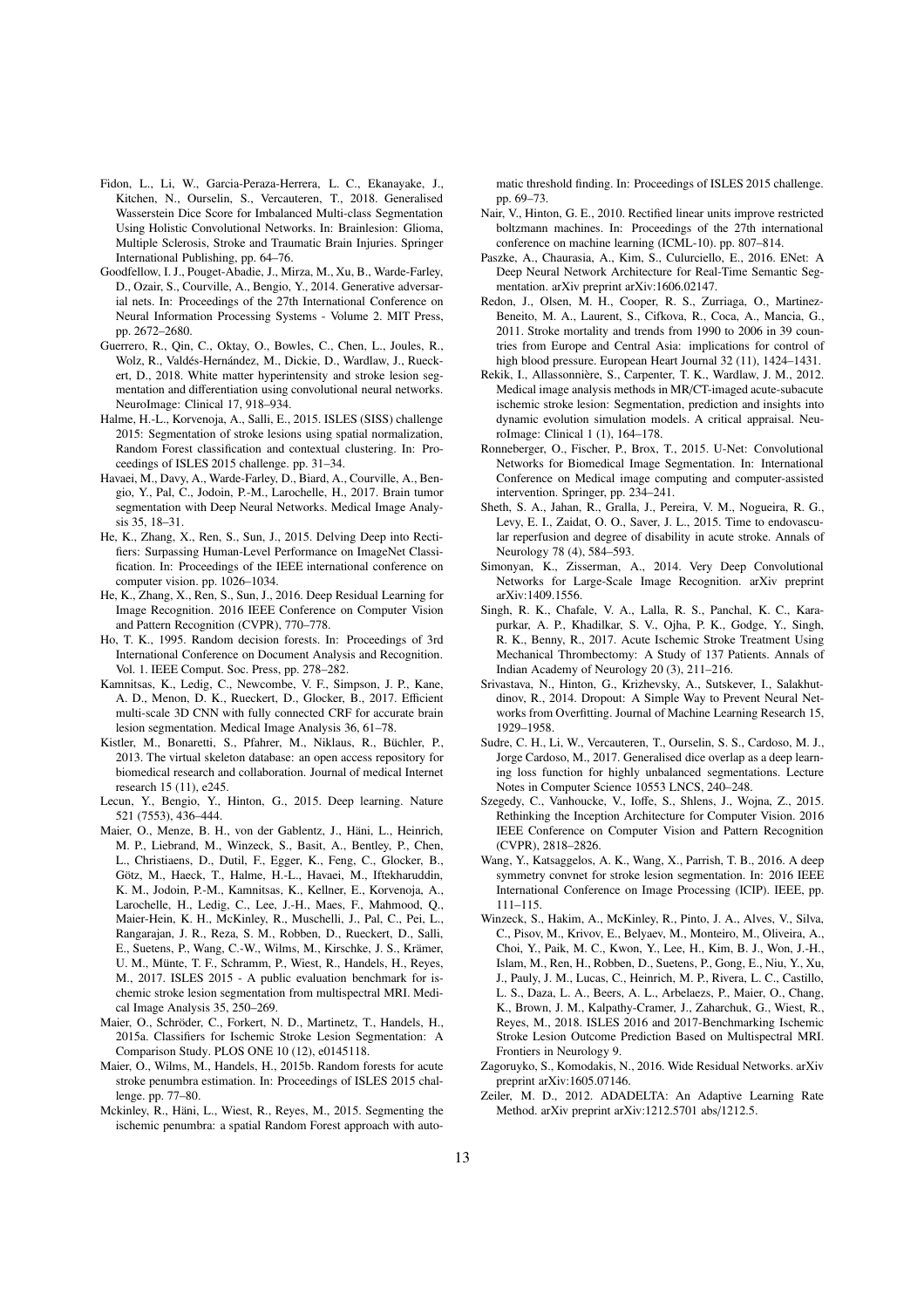Fidon, L., Li, W., Garcia-Peraza-Herrera, L. C., Ekanayake, J., Kitchen, N., Ourselin, S., Vercauteren, T., 2018. Generalised Wasserstein Dice Score for Imbalanced Multi-class Segmentation Using Holistic Convolutional Networks. In: Brainlesion: Glioma, Multiple Sclerosis, Stroke and Traumatic Brain Injuries. Springer International Publishing, pp. 64–76.

Goodfellow, I. J., Pouget-Abadie, J., Mirza, M., Xu, B., Warde-Farley, D., Ozair, S., Courville, A., Bengio, Y., 2014. Generative adversarial nets. In: Proceedings of the 27th International Conference on Neural Information Processing Systems - Volume 2. MIT Press, pp. 2672–2680.

Guerrero, R., Qin, C., Oktay, O., Bowles, C., Chen, L., Joules, R., Wolz, R., Valdés-Hernández, M., Dickie, D., Wardlaw, J., Rueckert, D., 2018. White matter hyperintensity and stroke lesion segmentation and differentiation using convolutional neural networks. NeuroImage: Clinical 17, 918–934.

Halme, H.-L., Korvenoja, A., Salli, E., 2015. ISLES (SISS) challenge 2015: Segmentation of stroke lesions using spatial normalization, Random Forest classification and contextual clustering. In: Proceedings of ISLES 2015 challenge. pp. 31–34.

Havaei, M., Davy, A., Warde-Farley, D., Biard, A., Courville, A., Bengio, Y., Pal, C., Jodoin, P.-M., Larochelle, H., 2017. Brain tumor segmentation with Deep Neural Networks. Medical Image Analysis 35, 18–31.

He, K., Zhang, X., Ren, S., Sun, J., 2015. Delving Deep into Rectifiers: Surpassing Human-Level Performance on ImageNet Classification. In: Proceedings of the IEEE international conference on computer vision. pp. 1026–1034.

He, K., Zhang, X., Ren, S., Sun, J., 2016. Deep Residual Learning for Image Recognition. 2016 IEEE Conference on Computer Vision and Pattern Recognition (CVPR), 770–778.

Ho, T. K., 1995. Random decision forests. In: Proceedings of 3rd International Conference on Document Analysis and Recognition. Vol. 1. IEEE Comput. Soc. Press, pp. 278–282.

Kamnitsas, K., Ledig, C., Newcombe, V. F., Simpson, J. P., Kane, A. D., Menon, D. K., Rueckert, D., Glocker, B., 2017. Efficient multi-scale 3D CNN with fully connected CRF for accurate brain lesion segmentation. Medical Image Analysis 36, 61–78.

Kistler, M., Bonaretti, S., Pfahrer, M., Niklaus, R., Büchler, P., 2013. The virtual skeleton database: an open access repository for biomedical research and collaboration. Journal of medical Internet research 15 (11), e245.

Lecun, Y., Bengio, Y., Hinton, G., 2015. Deep learning. Nature 521 (7553), 436–444.

Maier, O., Menze, B. H., von der Gablentz, J., Häni, L., Heinrich, M. P., Liebrand, M., Winzeck, S., Basit, A., Bentley, P., Chen, L., Christiaens, D., Dutil, F., Egger, K., Feng, C., Glocker, B., Götz, M., Haeck, T., Halme, H.-L., Havaei, M., Iftekharuddin, K. M., Jodoin, P.-M., Kamnitsas, K., Kellner, E., Korvenoja, A., Larochelle, H., Ledig, C., Lee, J.-H., Maes, F., Mahmood, Q., Maier-Hein, K. H., McKinley, R., Muschelli, J., Pal, C., Pei, L., Rangarajan, J. R., Reza, S. M., Robben, D., Rueckert, D., Salli, E., Suetens, P., Wang, C.-W., Wilms, M., Kirschke, J. S., Krämer, U. M., Münte, T. F., Schramm, P., Wiest, R., Handels, H., Reyes, M., 2017. ISLES 2015 - A public evaluation benchmark for ischemic stroke lesion segmentation from multispectral MRI. Medical Image Analysis 35, 250–269.

Maier, O., Schröder, C., Forkert, N. D., Martinetz, T., Handels, H., 2015a. Classifiers for Ischemic Stroke Lesion Segmentation: A Comparison Study. PLOS ONE 10 (12), e0145118.

Maier, O., Wilms, M., Handels, H., 2015b. Random forests for acute stroke penumbra estimation. In: Proceedings of ISLES 2015 challenge. pp. 77–80.

Mckinley, R., Häni, L., Wiest, R., Reyes, M., 2015. Segmenting the ischemic penumbra: a spatial Random Forest approach with automatic threshold finding. In: Proceedings of ISLES 2015 challenge. pp. 69–73.

Nair, V., Hinton, G. E., 2010. Rectified linear units improve restricted boltzmann machines. In: Proceedings of the 27th international conference on machine learning (ICML-10). pp. 807–814.

Paszke, A., Chaurasia, A., Kim, S., Culurciello, E., 2016. ENet: A Deep Neural Network Architecture for Real-Time Semantic Segmentation. arXiv preprint arXiv:1606.02147.

Redon, J., Olsen, M. H., Cooper, R. S., Zurriaga, O., Martinez-Beneito, M. A., Laurent, S., Cifkova, R., Coca, A., Mancia, G., 2011. Stroke mortality and trends from 1990 to 2006 in 39 countries from Europe and Central Asia: implications for control of high blood pressure. European Heart Journal 32 (11), 1424–1431.

Rekik, I., Allassonnière, S., Carpenter, T. K., Wardlaw, J. M., 2012. Medical image analysis methods in MR/CT-imaged acute-subacute ischemic stroke lesion: Segmentation, prediction and insights into dynamic evolution simulation models. A critical appraisal. NeuroImage: Clinical 1 (1), 164–178.

Ronneberger, O., Fischer, P., Brox, T., 2015. U-Net: Convolutional Networks for Biomedical Image Segmentation. In: International Conference on Medical image computing and computer-assisted intervention. Springer, pp. 234–241.

Sheth, S. A., Jahan, R., Gralla, J., Pereira, V. M., Nogueira, R. G., Levy, E. I., Zaidat, O. O., Saver, J. L., 2015. Time to endovascular reperfusion and degree of disability in acute stroke. Annals of Neurology 78 (4), 584–593.

Simonyan, K., Zisserman, A., 2014. Very Deep Convolutional Networks for Large-Scale Image Recognition. arXiv preprint arXiv:1409.1556.

Singh, R. K., Chafale, V. A., Lalla, R. S., Panchal, K. C., Karapurkar, A. P., Khadilkar, S. V., Ojha, P. K., Godge, Y., Singh, R. K., Benny, R., 2017. Acute Ischemic Stroke Treatment Using Mechanical Thrombectomy: A Study of 137 Patients. Annals of Indian Academy of Neurology 20 (3), 211–216.

Srivastava, N., Hinton, G., Krizhevsky, A., Sutskever, I., Salakhutdinov, R., 2014. Dropout: A Simple Way to Prevent Neural Networks from Overfitting. Journal of Machine Learning Research 15, 1929–1958.

Sudre, C. H., Li, W., Vercauteren, T., Ourselin, S. S., Cardoso, M. J., Jorge Cardoso, M., 2017. Generalised dice overlap as a deep learning loss function for highly unbalanced segmentations. Lecture Notes in Computer Science 10553 LNCS, 240–248.

Szegedy, C., Vanhoucke, V., Ioffe, S., Shlens, J., Wojna, Z., 2015. Rethinking the Inception Architecture for Computer Vision. 2016 IEEE Conference on Computer Vision and Pattern Recognition (CVPR), 2818–2826.

Wang, Y., Katsaggelos, A. K., Wang, X., Parrish, T. B., 2016. A deep symmetry convnet for stroke lesion segmentation. In: 2016 IEEE International Conference on Image Processing (ICIP). IEEE, pp. 111–115.

Winzeck, S., Hakim, A., McKinley, R., Pinto, J. A., Alves, V., Silva, C., Pisov, M., Krivov, E., Belyaev, M., Monteiro, M., Oliveira, A., Choi, Y., Paik, M. C., Kwon, Y., Lee, H., Kim, B. J., Won, J.-H., Islam, M., Ren, H., Robben, D., Suetens, P., Gong, E., Niu, Y., Xu, J., Pauly, J. M., Lucas, C., Heinrich, M. P., Rivera, L. C., Castillo, L. S., Daza, L. A., Beers, A. L., Arbelaezs, P., Maier, O., Chang, K., Brown, J. M., Kalpathy-Cramer, J., Zaharchuk, G., Wiest, R., Reyes, M., 2018. ISLES 2016 and 2017-Benchmarking Ischemic Stroke Lesion Outcome Prediction Based on Multispectral MRI. Frontiers in Neurology 9.

Zagoruyko, S., Komodakis, N., 2016. Wide Residual Networks. arXiv preprint arXiv:1605.07146.

Zeiler, M. D., 2012. ADADELTA: An Adaptive Learning Rate Method. arXiv preprint arXiv:1212.5701 abs/1212.5.